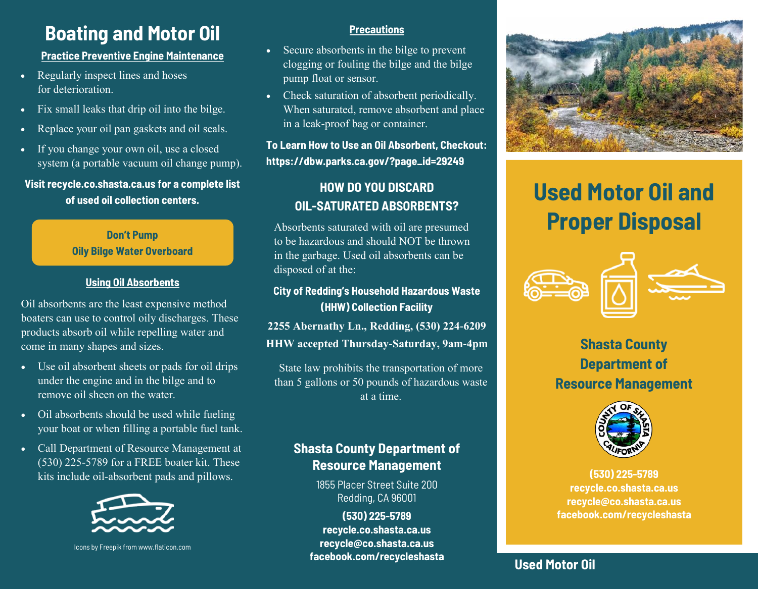# Boating and Motor Oil

**Practice Preventive Engine Maintenance**

- Regularly inspect lines and hoses for deterioration.
- Fix small leaks that drip oil into the bilge.
- Replace your oil pan gaskets and oil seals.
- If you change your own oil, use a closed system (a portable vacuum oil change pump).

**Visit recycle.co.shasta.ca.us for a complete list of used oil collection centers.**

**Don't Pump Oily Bilge Water Overboard**

**Using Oil Absorbents**

Oil absorbents are the least expensive method boaters can use to control oily discharges. These products absorb oil while repelling water and come in many shapes and sizes.

- Use oil absorbent sheets or pads for oil drips under the engine and in the bilge and to remove oil sheen on the water.
- Oil absorbents should be used while fueling your boat or when filling a portable fuel tank.
- Call Department of Resource Management at (530) 225-5789 for a FREE boater kit. These kits include oil-absorbent pads and pillows.

Icons by Freepik from www.flaticon.com

**Precautions**

- Secure absorbents in the bilge to prevent clogging or fouling the bilge and the bilge pump float or sensor.
- Check saturation of absorbent periodically. When saturated, remove absorbent and place in a leak-proof bag or container.

**To Learn How to Use an Oil Absorbent, Checkout: https://dbw.parks.ca.gov/?page_id=29249**

## HOW DO YOU DISCARD OIL-SATURATED ABSORBENTS?

Absorbents saturated with oil are presumed to be hazardous and should NOT be thrown in the garbage. Used oil absorbents can be disposed of at the:

**City of Redding's Household Hazardous Waste (HHW) Collection Facility**

**2255 Abernathy Ln., Redding, (530) 224-6209**
**HHW accepted Thursday-Saturday, 9am-4pm**

State law prohibits the transportation of more than 5 gallons or 50 pounds of hazardous waste at a time.

## Shasta County Department of Resource Management

1855 Placer Street Suite 200
Redding, CA 96001

**(530) 225-5789**
**recycle.co.shasta.ca.us**
**recycle@co.shasta.ca.us**
**facebook.com/recycleshasta**

# Used Motor Oil and Proper Disposal

**Shasta County Department of Resource Management**

**(530) 225-5789**
**recycle.co.shasta.ca.us**
**recycle@co.shasta.ca.us**
**facebook.com/recycleshasta**

**Used Motor Oil**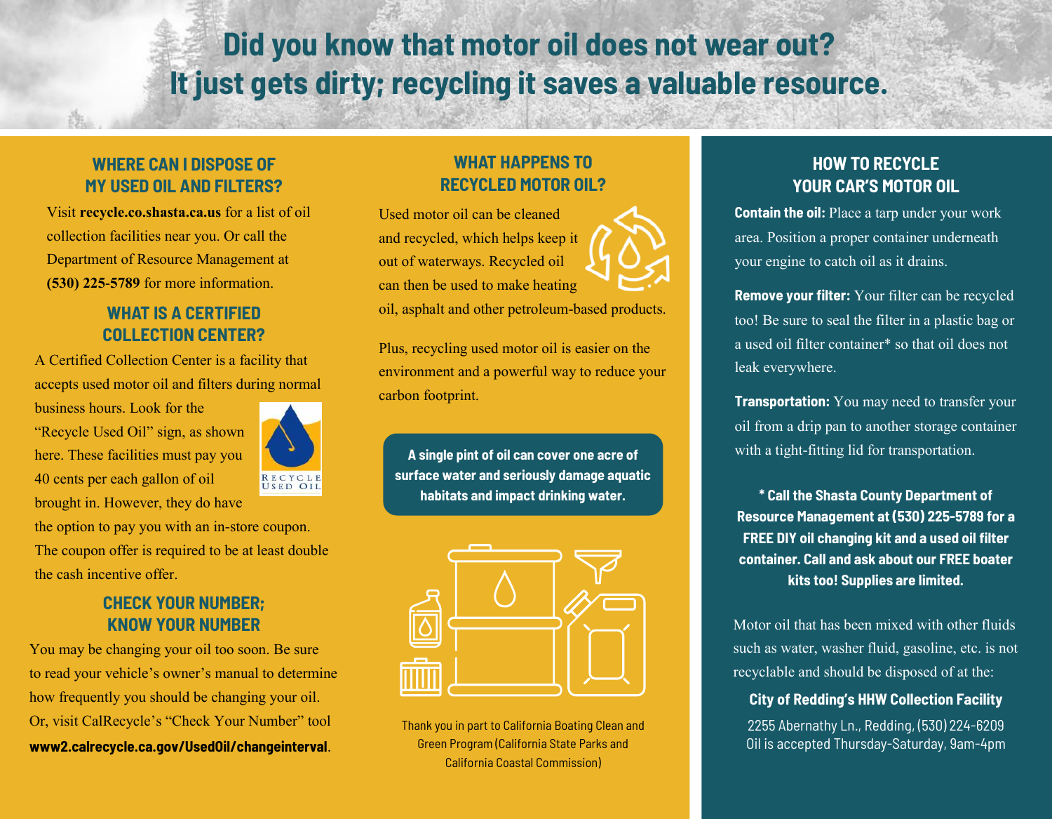# Did you know that motor oil does not wear out? It just gets dirty; recycling it saves a valuable resource.

## WHERE CAN I DISPOSE OF MY USED OIL AND FILTERS?

Visit **recycle.co.shasta.ca.us** for a list of oil collection facilities near you. Or call the Department of Resource Management at **(530) 225-5789** for more information.

## WHAT IS A CERTIFIED COLLECTION CENTER?

A Certified Collection Center is a facility that accepts used motor oil and filters during normal business hours. Look for the "Recycle Used Oil" sign, as shown here. These facilities must pay you 40 cents per each gallon of oil brought in. However, they do have the option to pay you with an in-store coupon. The coupon offer is required to be at least double the cash incentive offer.

RECYCLE USED OIL

## CHECK YOUR NUMBER; KNOW YOUR NUMBER

You may be changing your oil too soon. Be sure to read your vehicle's owner's manual to determine how frequently you should be changing your oil. Or, visit CalRecycle's "Check Your Number" tool **www2.calrecycle.ca.gov/UsedOil/changeinterval**.

## WHAT HAPPENS TO RECYCLED MOTOR OIL?

Used motor oil can be cleaned and recycled, which helps keep it out of waterways. Recycled oil can then be used to make heating oil, asphalt and other petroleum-based products.

Plus, recycling used motor oil is easier on the environment and a powerful way to reduce your carbon footprint.

**A single pint of oil can cover one acre of surface water and seriously damage aquatic habitats and impact drinking water.**

Thank you in part to California Boating Clean and Green Program (California State Parks and California Coastal Commission)

## HOW TO RECYCLE YOUR CAR'S MOTOR OIL

**Contain the oil:** Place a tarp under your work area. Position a proper container underneath your engine to catch oil as it drains.

**Remove your filter:** Your filter can be recycled too! Be sure to seal the filter in a plastic bag or a used oil filter container* so that oil does not leak everywhere.

**Transportation:** You may need to transfer your oil from a drip pan to another storage container with a tight-fitting lid for transportation.

**\* Call the Shasta County Department of Resource Management at (530) 225-5789 for a FREE DIY oil changing kit and a used oil filter container. Call and ask about our FREE boater kits too! Supplies are limited.**

Motor oil that has been mixed with other fluids such as water, washer fluid, gasoline, etc. is not recyclable and should be disposed of at the:

**City of Redding's HHW Collection Facility**

2255 Abernathy Ln., Redding, (530) 224-6209
Oil is accepted Thursday-Saturday, 9am-4pm